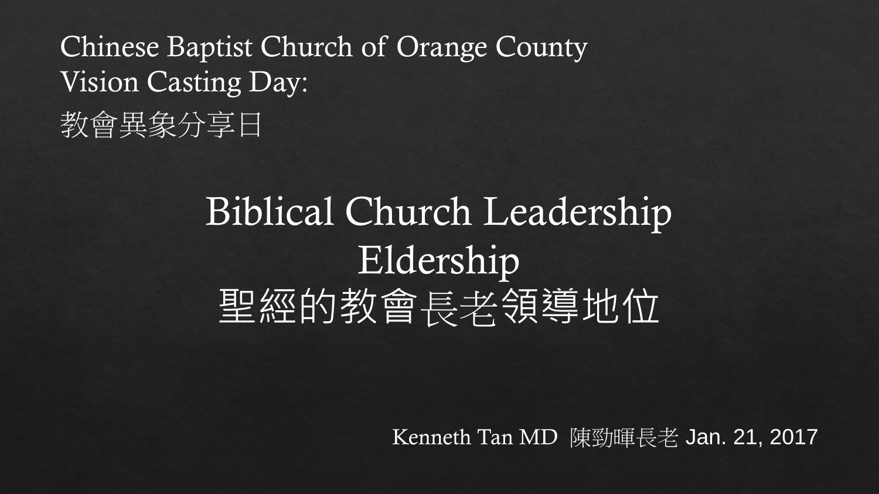Chinese Baptist Church of Orange County
Vision Casting Day:
教會異象分享日

# Biblical Church Leadership
# Eldership
# 聖經的教會長老領導地位

Kenneth Tan MD 陳勁暉長老 Jan. 21, 2017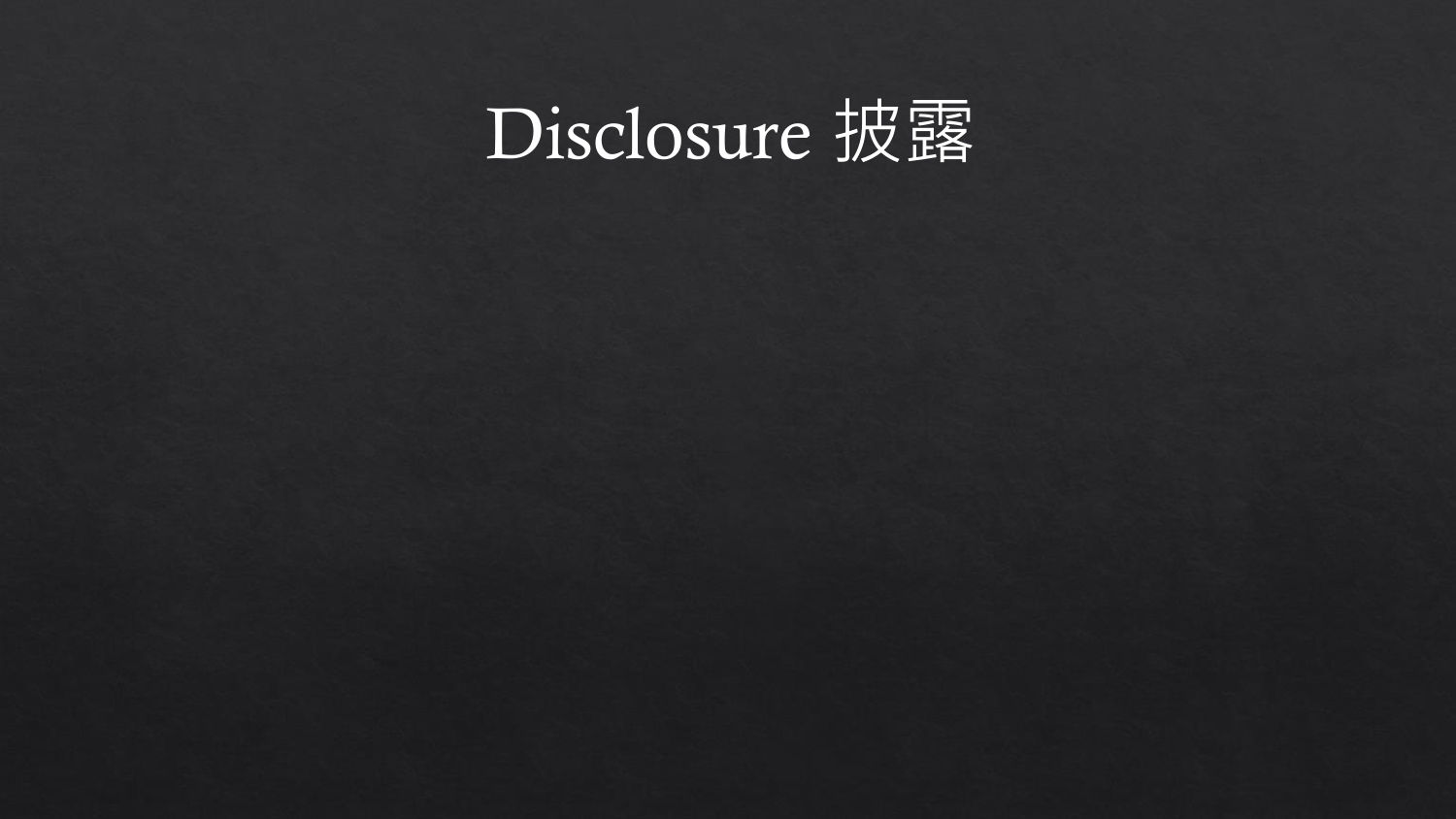# Disclosure 披露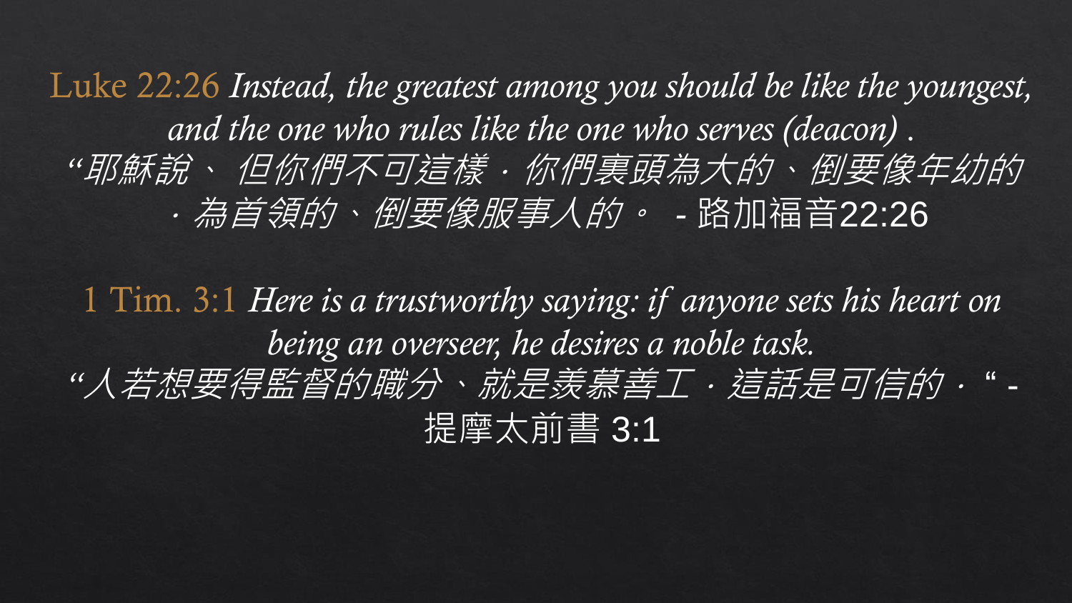Luke 22:26 *Instead, the greatest among you should be like the youngest, and the one who rules like the one who serves (deacon) .*

*"耶穌說、 但你們不可這樣．你們裏頭為大的、倒要像年幼的．為首領的、倒要像服事人的。* - 路加福音22:26

1 Tim. 3:1 *Here is a trustworthy saying: if anyone sets his heart on being an overseer, he desires a noble task.*

*"人若想要得監督的職分、就是羨慕善工．這話是可信的．"* - 提摩太前書 3:1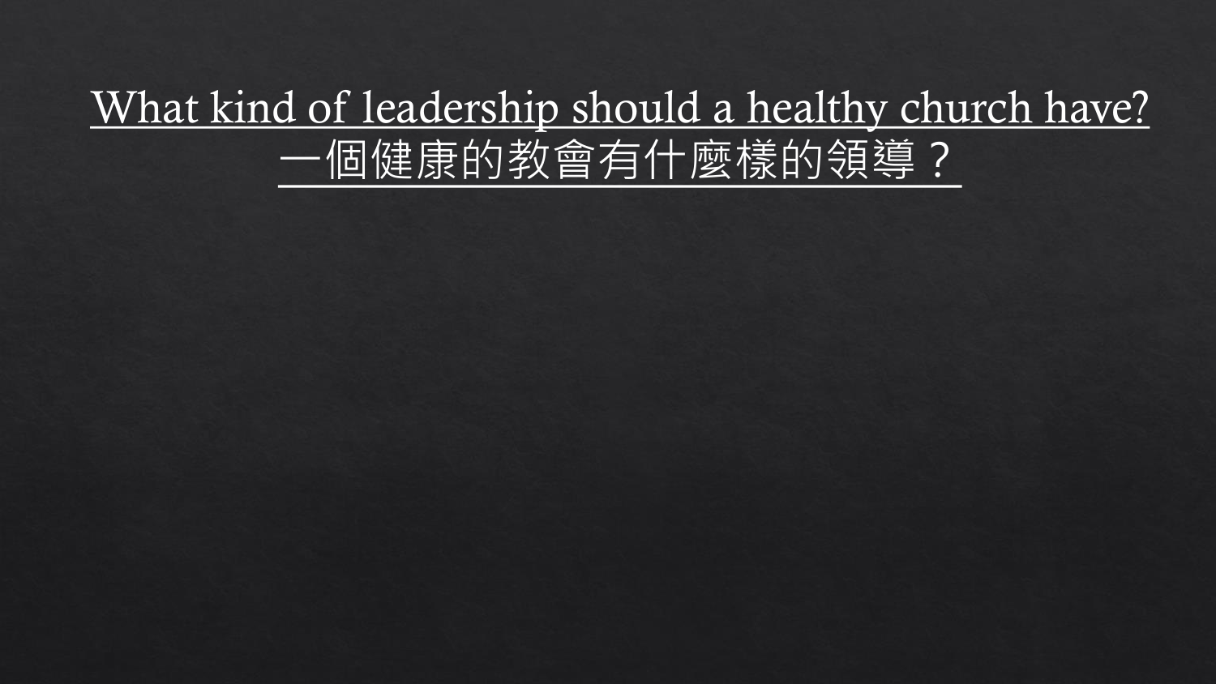# What kind of leadership should a healthy church have?
# 一個健康的教會有什麼樣的領導？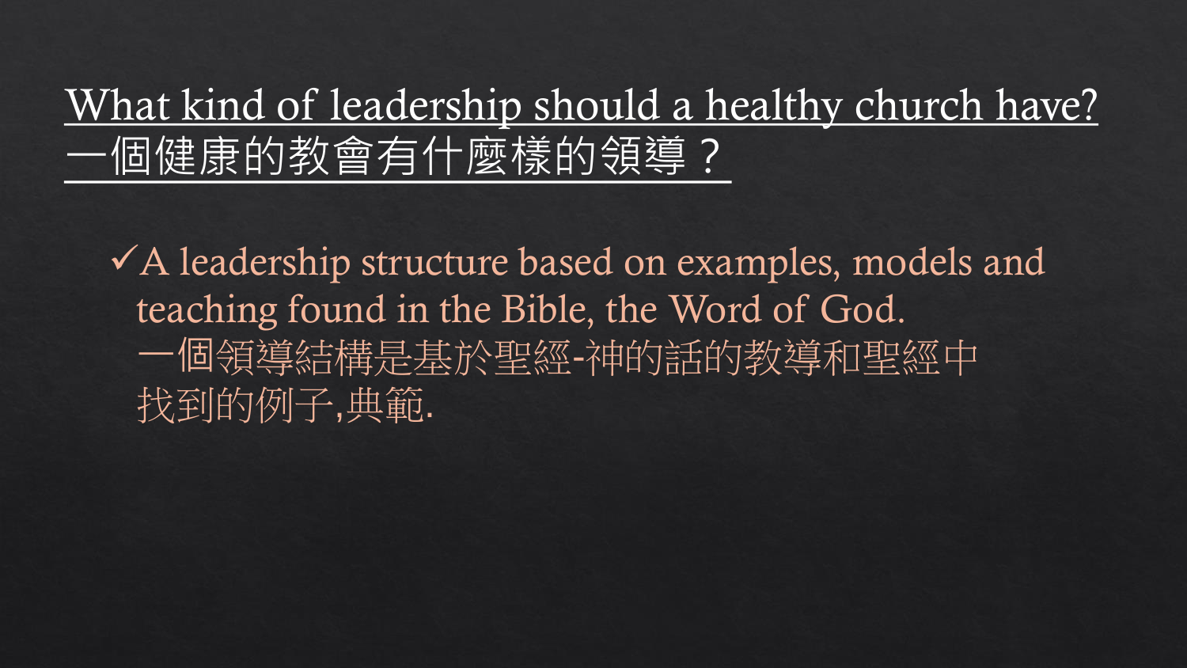# What kind of leadership should a healthy church have?
# 一個健康的教會有什麼樣的領導？

✓ A leadership structure based on examples, models and teaching found in the Bible, the Word of God.
一個領導結構是基於聖經-神的話的教導和聖經中找到的例子,典範.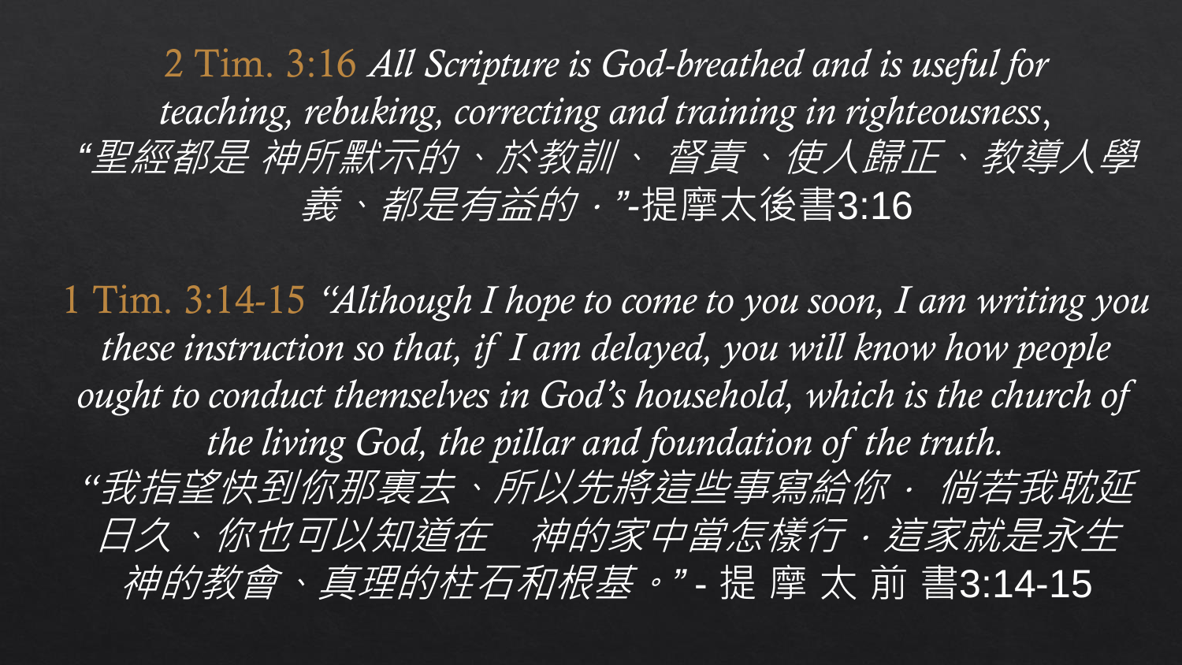2 Tim. 3:16 *All Scripture is God-breathed and is useful for teaching, rebuking, correcting and training in righteousness,*
*"聖經都是 神所默示的、於教訓、 督責、使人歸正、教導人學義、都是有益的·"*-提摩太後書3:16

1 Tim. 3:14-15 *"Although I hope to come to you soon, I am writing you these instruction so that, if I am delayed, you will know how people ought to conduct themselves in God's household, which is the church of the living God, the pillar and foundation of the truth.*
*"我指望快到你那裏去、所以先將這些事寫給你· 倘若我耽延日久、你也可以知道在　神的家中當怎樣行·這家就是永生神的教會、真理的柱石和根基。"* - 提 摩 太 前 書3:14-15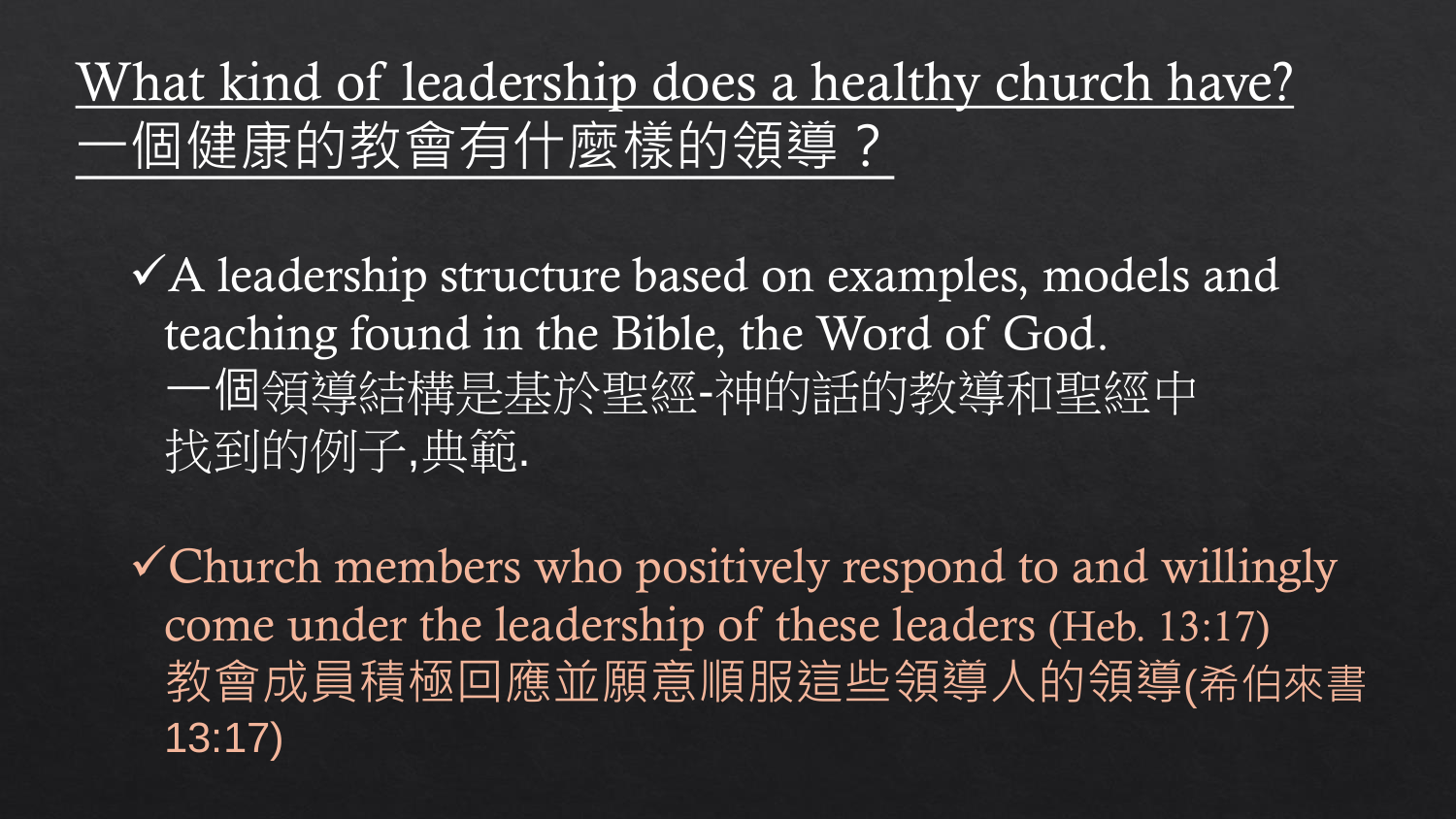# What kind of leadership does a healthy church have?
# 一個健康的教會有什麼樣的領導？

- ✓A leadership structure based on examples, models and teaching found in the Bible, the Word of God.
  一個領導結構是基於聖經-神的話的教導和聖經中找到的例子,典範.

- ✓Church members who positively respond to and willingly come under the leadership of these leaders (Heb. 13:17)
  教會成員積極回應並願意順服這些領導人的領導(希伯來書 13:17)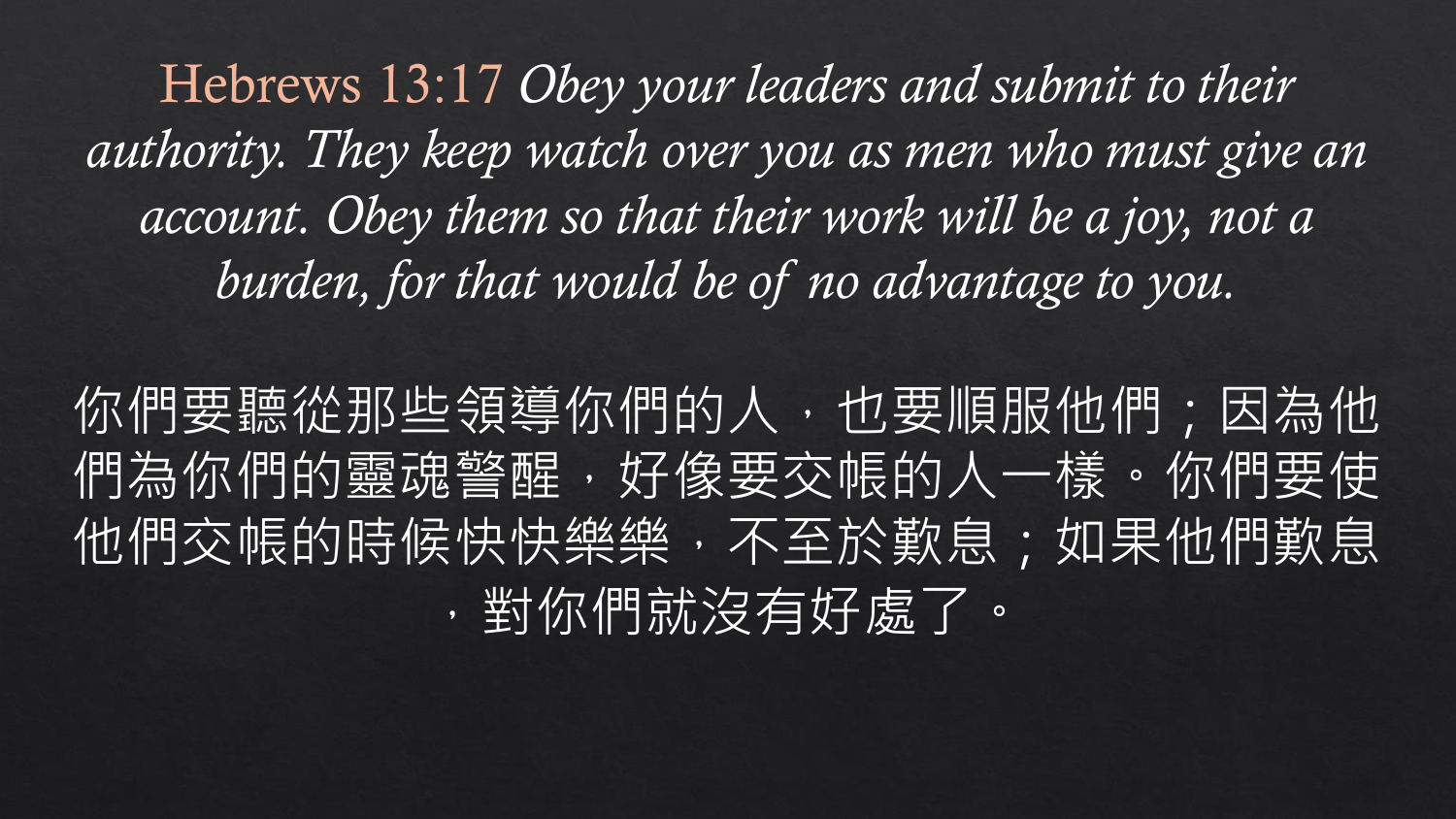Hebrews 13:17 *Obey your leaders and submit to their authority. They keep watch over you as men who must give an account. Obey them so that their work will be a joy, not a burden, for that would be of no advantage to you.*

你們要聽從那些領導你們的人，也要順服他們；因為他們為你們的靈魂警醒，好像要交帳的人一樣。你們要使他們交帳的時候快快樂樂，不至於歎息；如果他們歎息，對你們就沒有好處了。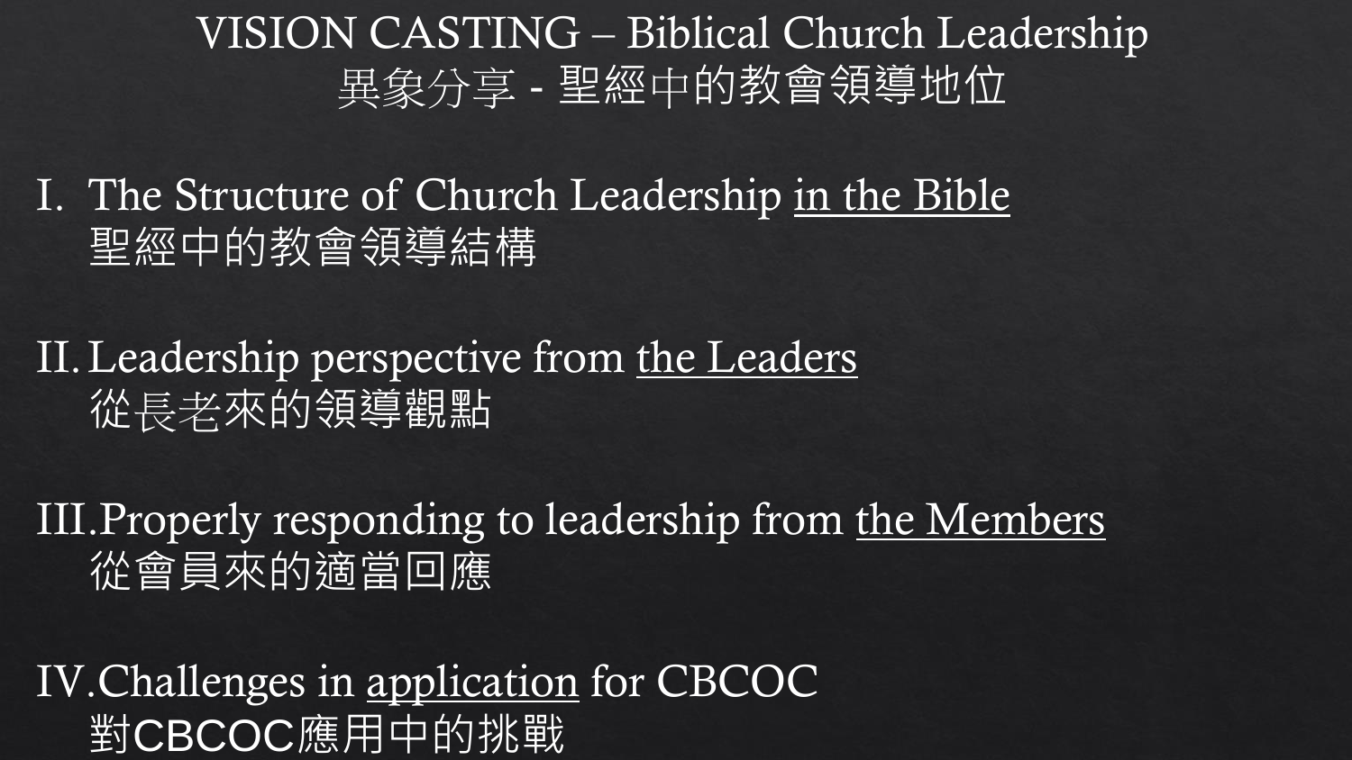# VISION CASTING – Biblical Church Leadership
# 異象分享 - 聖經中的教會領導地位

I. The Structure of Church Leadership <u>in the Bible</u>
聖經中的教會領導結構

II. Leadership perspective from <u>the Leaders</u>
從長老來的領導觀點

III. Properly responding to leadership from <u>the Members</u>
從會員來的適當回應

IV. Challenges in <u>application</u> for CBCOC
對CBCOC應用中的挑戰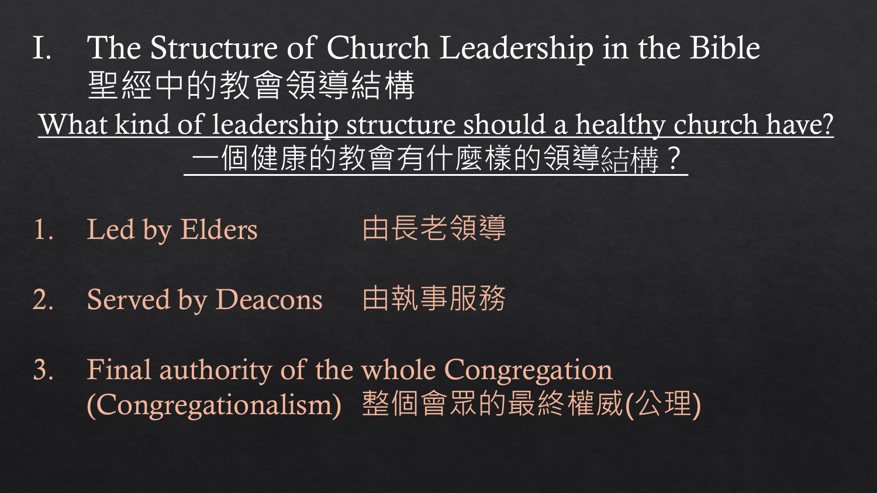# I. The Structure of Church Leadership in the Bible 聖經中的教會領導結構

<u>What kind of leadership structure should a healthy church have?</u>

<u>一個健康的教會有什麼樣的領導結構？</u>

1. Led by Elders 由長老領導
2. Served by Deacons 由執事服務
3. Final authority of the whole Congregation (Congregationalism) 整個會眾的最終權威(公理)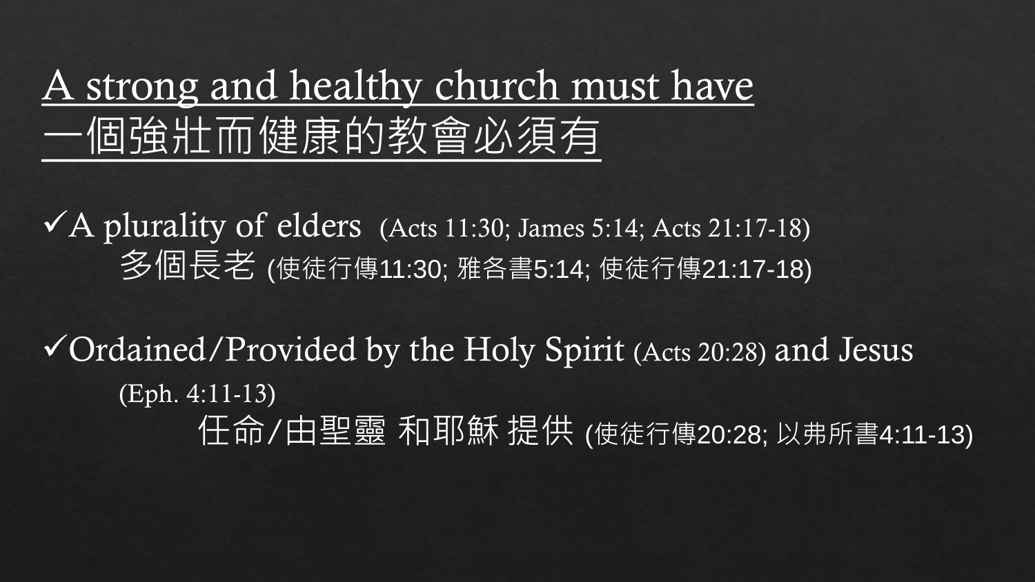# A strong and healthy church must have
# 一個強壯而健康的教會必須有

✓A plurality of elders (Acts 11:30; James 5:14; Acts 21:17-18)
多個長老 (使徒行傳11:30; 雅各書5:14; 使徒行傳21:17-18)

✓Ordained/Provided by the Holy Spirit (Acts 20:28) and Jesus (Eph. 4:11-13)
任命/由聖靈 和耶穌 提供 (使徒行傳20:28; 以弗所書4:11-13)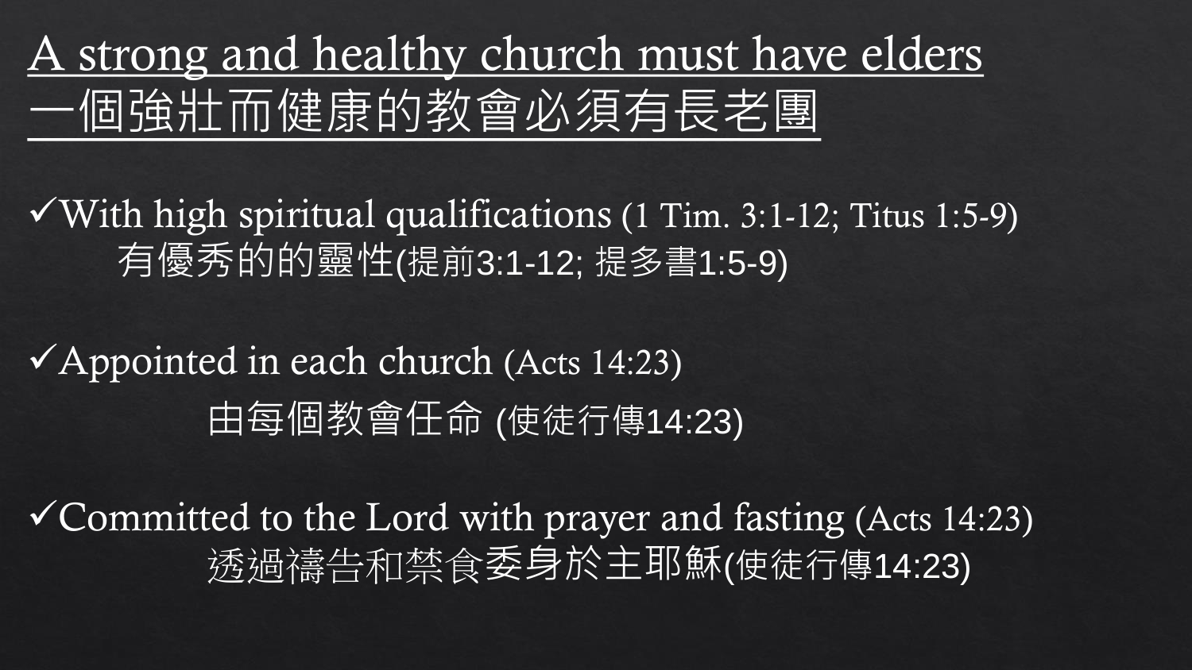# A strong and healthy church must have elders
# 一個強壯而健康的教會必須有長老團

✓With high spiritual qualifications (1 Tim. 3:1-12; Titus 1:5-9)
有優秀的的靈性(提前3:1-12; 提多書1:5-9)

✓Appointed in each church (Acts 14:23)
由每個教會任命 (使徒行傳14:23)

✓Committed to the Lord with prayer and fasting (Acts 14:23)
透過禱告和禁食委身於主耶穌(使徒行傳14:23)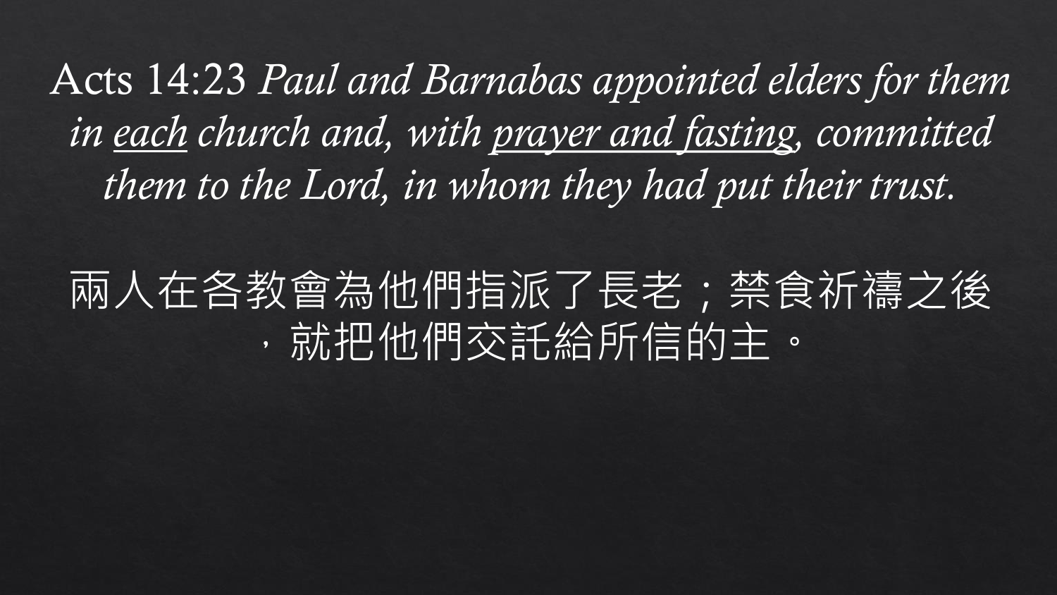Acts 14:23 *Paul and Barnabas appointed elders for them in <u>each</u> church and, with <u>prayer and fasting</u>, committed them to the Lord, in whom they had put their trust.*

兩人在各教會為他們指派了長老；禁食祈禱之後，就把他們交託給所信的主。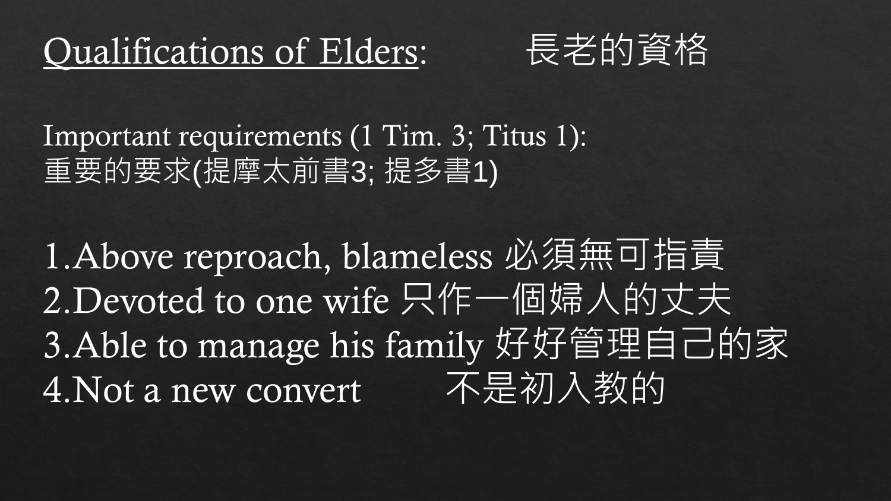# Qualifications of Elders: 長老的資格

Important requirements (1 Tim. 3; Titus 1):
重要的要求(提摩太前書3; 提多書1)

1. Above reproach, blameless 必須無可指責
2. Devoted to one wife 只作一個婦人的丈夫
3. Able to manage his family 好好管理自己的家
4. Not a new convert 不是初入教的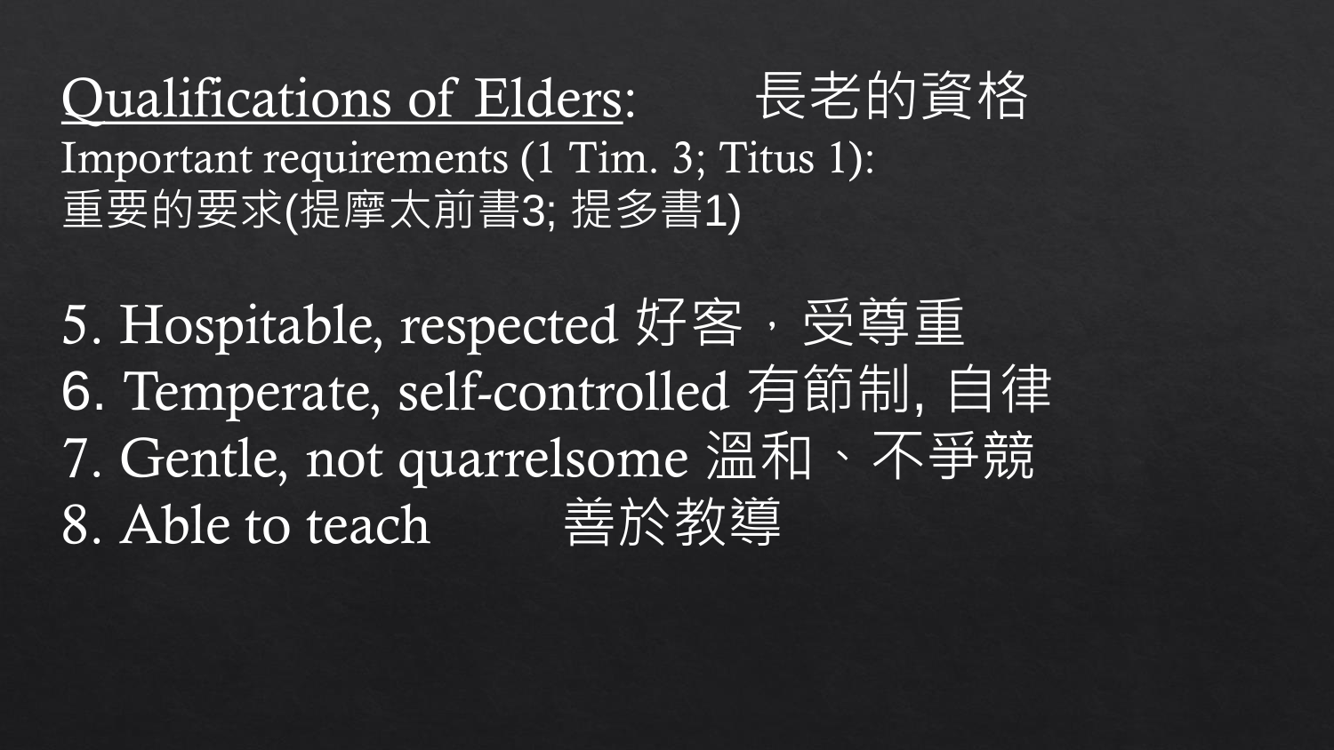# <u>Qualifications of Elders</u>: 長老的資格

Important requirements (1 Tim. 3; Titus 1):
重要的要求(提摩太前書3; 提多書1)

5. Hospitable, respected 好客，受尊重
6. Temperate, self-controlled 有節制, 自律
7. Gentle, not quarrelsome 溫和、不爭競
8. Able to teach 善於教導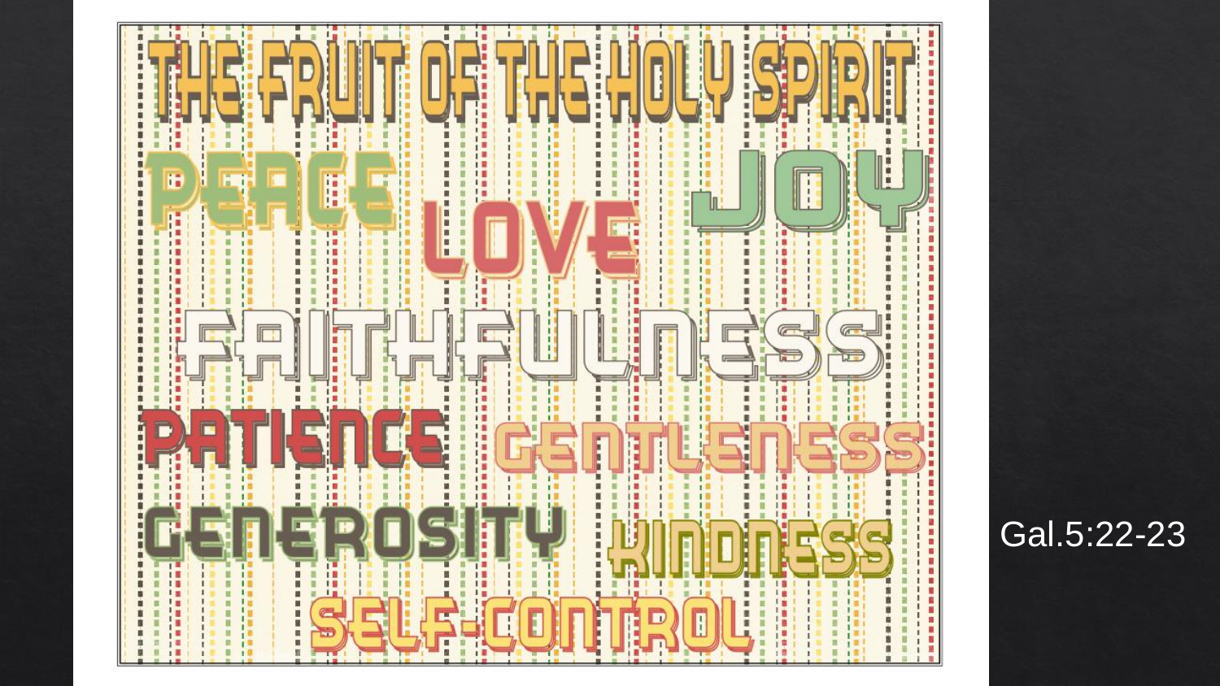# THE FRUIT OF THE HOLY SPIRIT

PEACE LOVE JOY

FAITHFULNESS

PATIENCE GENTLENESS

GENEROSITY KINDNESS

SELF-CONTROL

Gal.5:22-23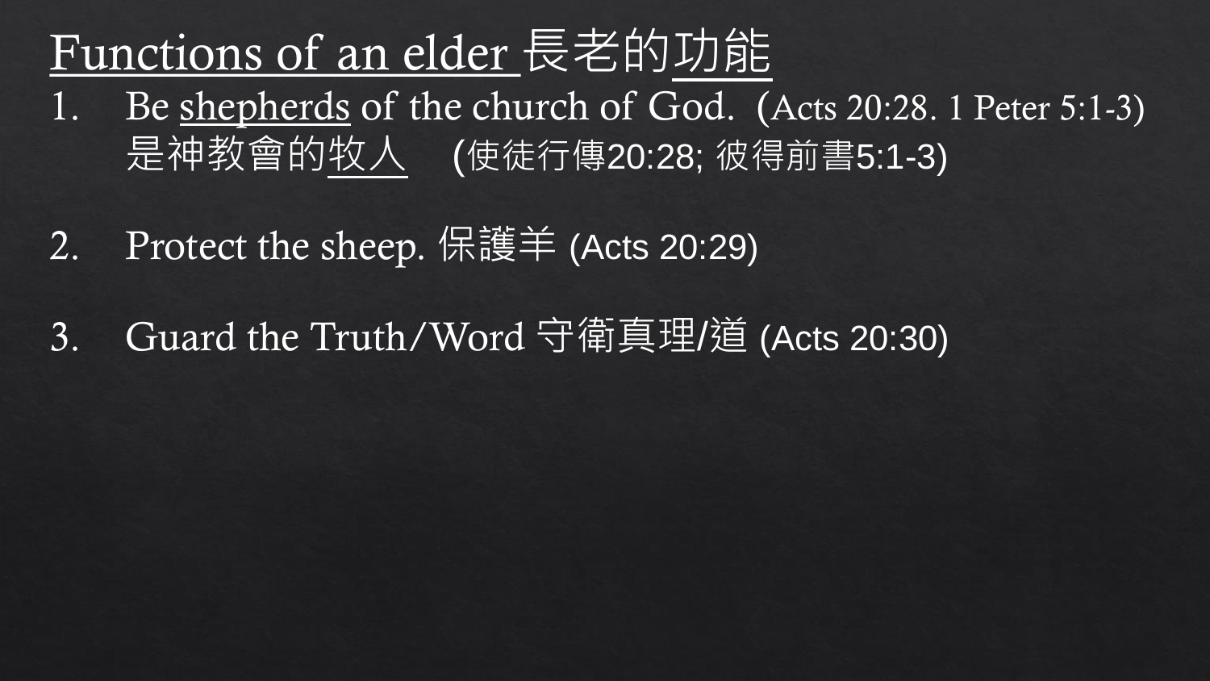# Functions of an elder 長老的功能

1. Be shepherds of the church of God. (Acts 20:28. 1 Peter 5:1-3)
   是神教會的牧人 (使徒行傳20:28; 彼得前書5:1-3)

2. Protect the sheep. 保護羊 (Acts 20:29)

3. Guard the Truth/Word 守衛真理/道 (Acts 20:30)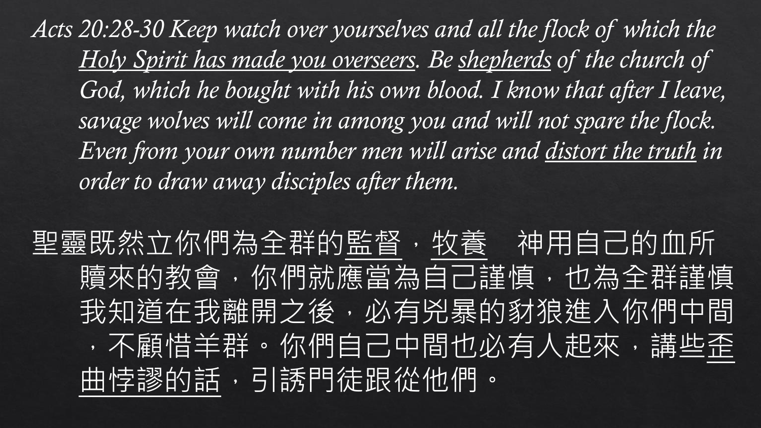*Acts 20:28-30 Keep watch over yourselves and all the flock of which the <u>Holy Spirit has made you overseers</u>. Be <u>shepherds</u> of the church of God, which he bought with his own blood. I know that after I leave, savage wolves will come in among you and will not spare the flock. Even from your own number men will arise and <u>distort the truth</u> in order to draw away disciples after them.*

聖靈既然立你們為全群的<u>監督</u>，<u>牧養</u>　神用自己的血所贖來的教會，你們就應當為自己謹慎，也為全群謹慎我知道在我離開之後，必有兇暴的豺狼進入你們中間，不顧惜羊群。你們自己中間也必有人起來，講些<u>歪曲悖謬的話</u>，引誘門徒跟從他們。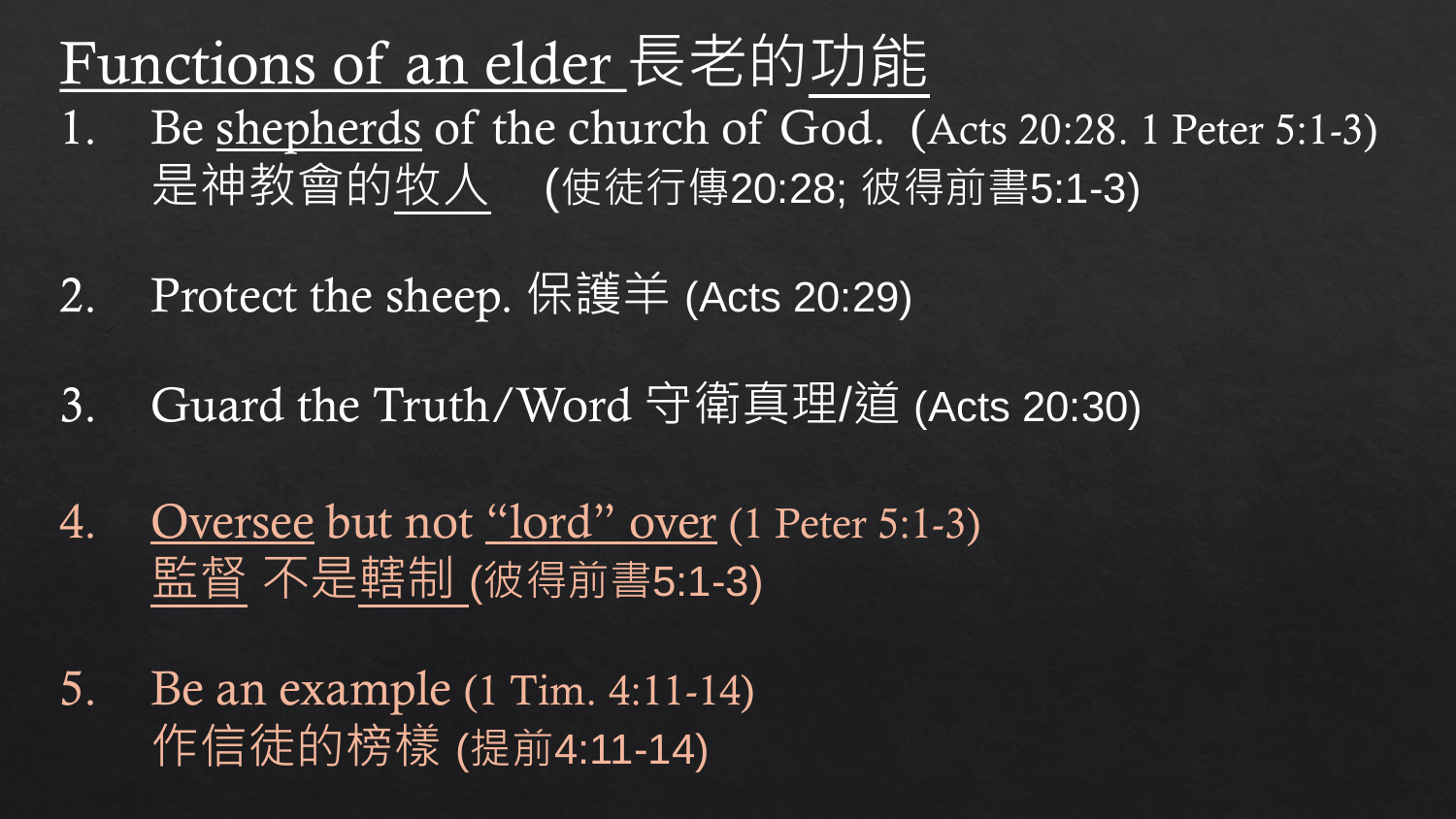# Functions of an elder 長老的功能

1. Be shepherds of the church of God. (Acts 20:28. 1 Peter 5:1-3)
   是神教會的牧人 (使徒行傳20:28; 彼得前書5:1-3)

2. Protect the sheep. 保護羊 (Acts 20:29)

3. Guard the Truth/Word 守衛真理/道 (Acts 20:30)

4. Oversee but not "lord" over (1 Peter 5:1-3)
   監督 不是轄制 (彼得前書5:1-3)

5. Be an example (1 Tim. 4:11-14)
   作信徒的榜樣 (提前4:11-14)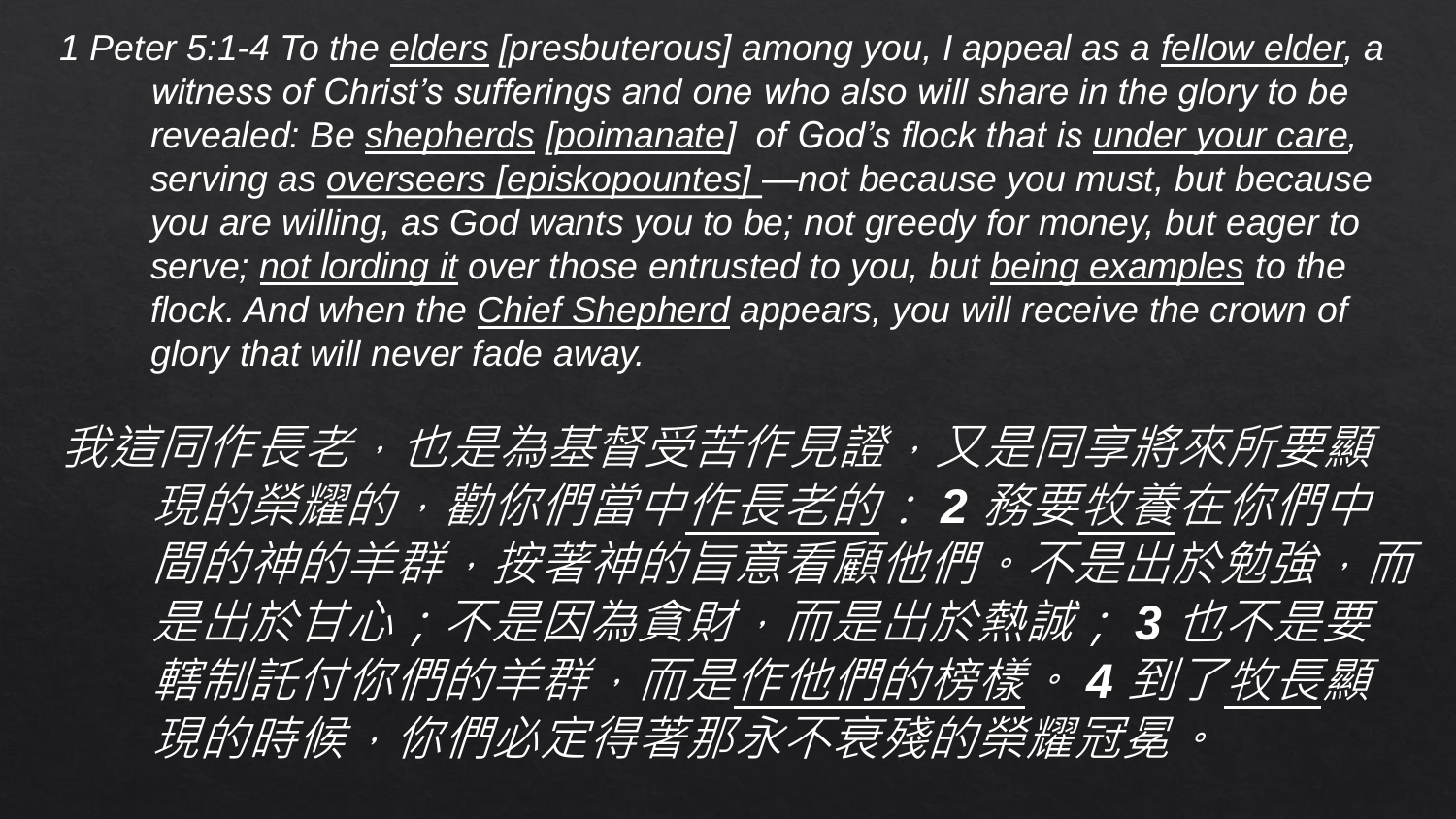*1 Peter 5:1-4 To the <u>elders</u> [presbuterous] among you, I appeal as a <u>fellow elder</u>, a witness of Christ's sufferings and one who also will share in the glory to be revealed: Be <u>shepherds</u> <u>[poimanate]</u> of God's flock that is <u>under your care</u>, serving as <u>overseers [episkopountes]</u> —not because you must, but because you are willing, as God wants you to be; not greedy for money, but eager to serve; <u>not lording it</u> over those entrusted to you, but <u>being examples</u> to the flock. And when the <u>Chief Shepherd</u> appears, you will receive the crown of glory that will never fade away.*

*我這同作長老，也是為基督受苦作見證，又是同享將來所要顯現的榮耀的，勸你們當中<u>作長老的</u>：* ***2*** *務要<u>牧養</u>在你們中間的神的羊群，按著神的旨意看顧他們。不是出於勉強，而是出於甘心；不是因為貪財，而是出於熱誠；* ***3*** *也不是要轄制託付你們的羊群，而是<u>作他們的榜樣</u>。* ***4*** *到了<u>牧長</u>顯現的時候，你們必定得著那永不衰殘的榮耀冠冕。*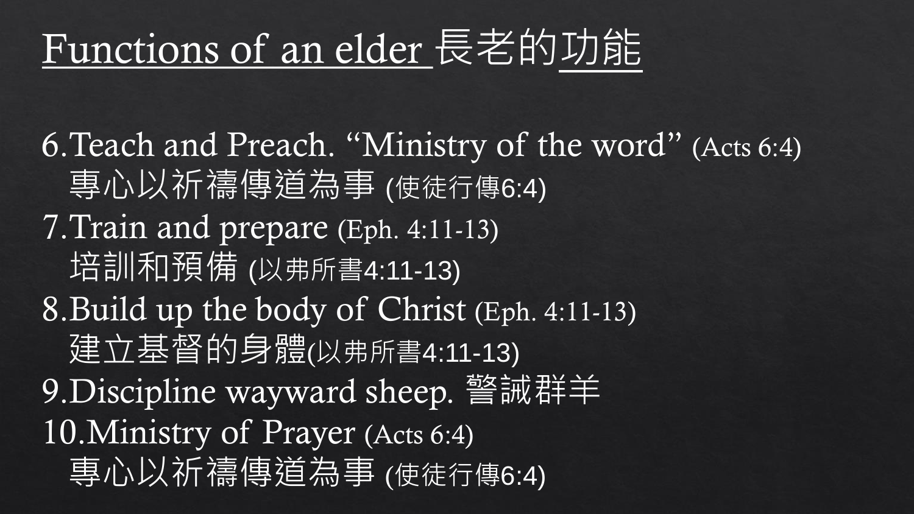# Functions of an elder 長老的功能

6. Teach and Preach. "Ministry of the word" (Acts 6:4)
   專心以祈禱傳道為事 (使徒行傳6:4)
7. Train and prepare (Eph. 4:11-13)
   培訓和預備 (以弗所書4:11-13)
8. Build up the body of Christ (Eph. 4:11-13)
   建立基督的身體(以弗所書4:11-13)
9. Discipline wayward sheep. 警誡群羊
10. Ministry of Prayer (Acts 6:4)
   專心以祈禱傳道為事 (使徒行傳6:4)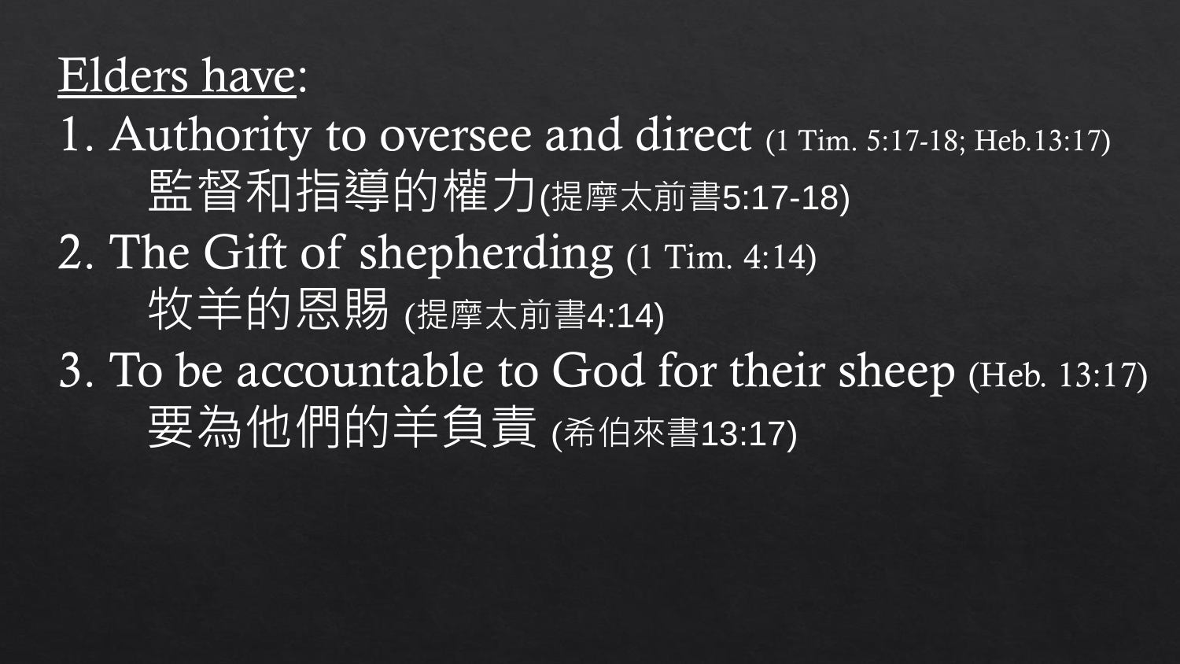Elders have:

1. Authority to oversee and direct (1 Tim. 5:17-18; Heb.13:17)
   監督和指導的權力(提摩太前書5:17-18)
2. The Gift of shepherding (1 Tim. 4:14)
   牧羊的恩賜 (提摩太前書4:14)
3. To be accountable to God for their sheep (Heb. 13:17)
   要為他們的羊負責 (希伯來書13:17)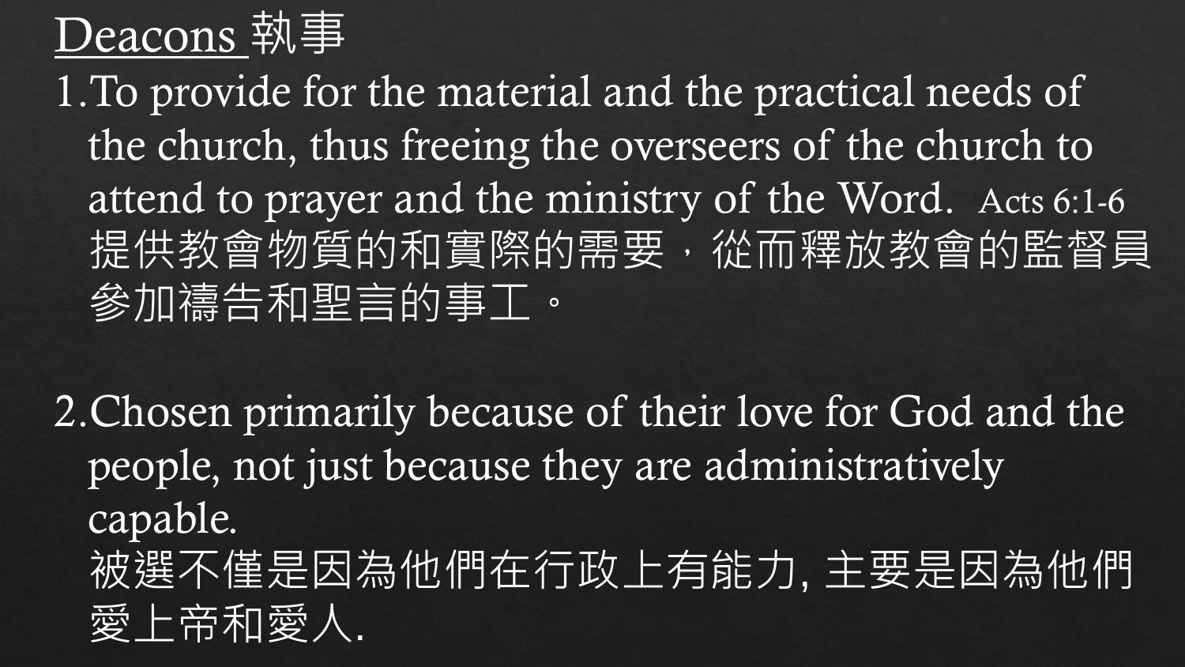## <u>Deacons</u> 執事

1. To provide for the material and the practical needs of the church, thus freeing the overseers of the church to attend to prayer and the ministry of the Word. Acts 6:1-6
   提供教會物質的和實際的需要，從而釋放教會的監督員參加禱告和聖言的事工。

2. Chosen primarily because of their love for God and the people, not just because they are administratively capable.
   被選不僅是因為他們在行政上有能力, 主要是因為他們愛上帝和愛人.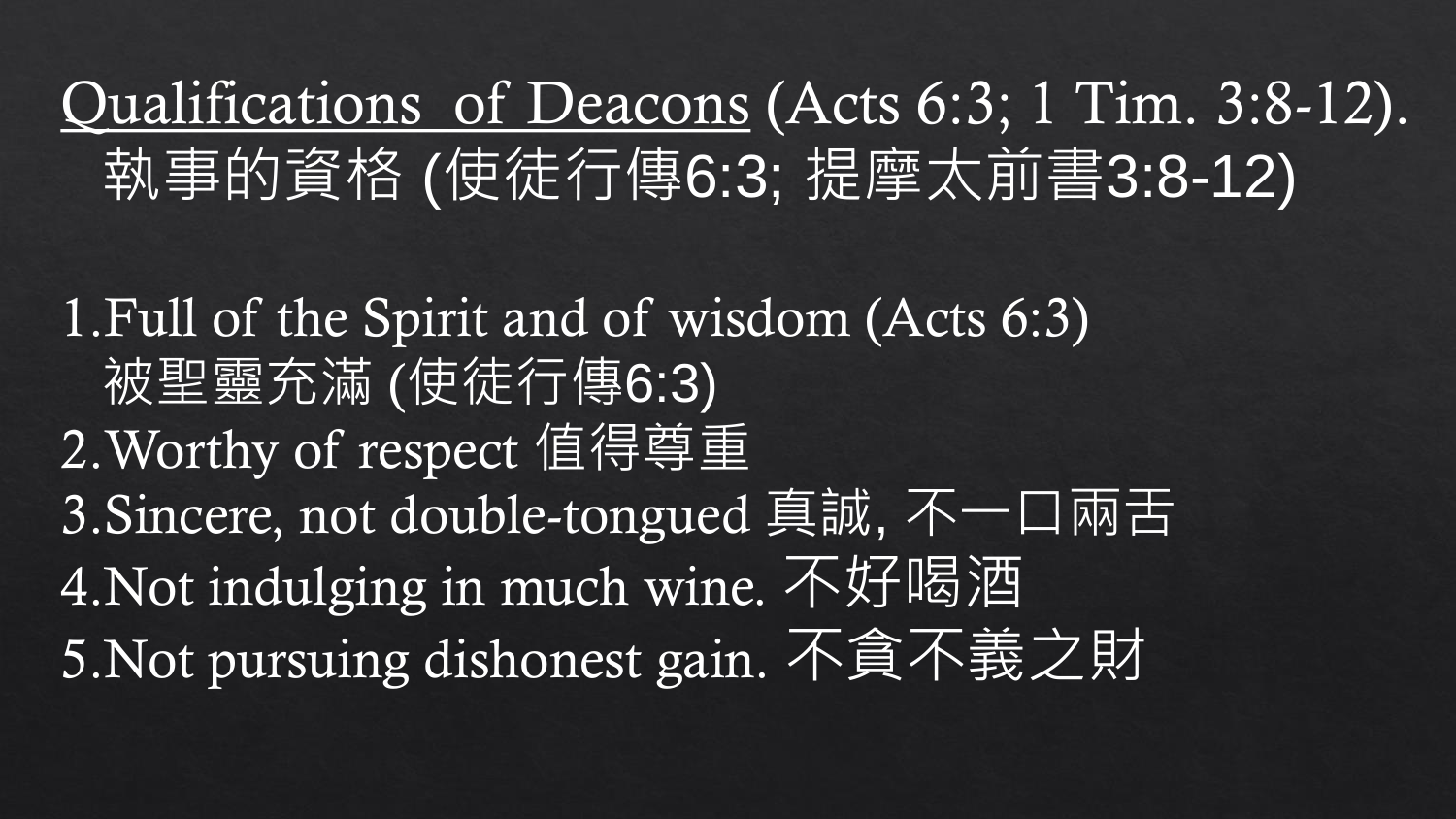## <u>Qualifications  of Deacons</u> (Acts 6:3; 1 Tim. 3:8-12).
## 執事的資格 (使徒行傳6:3; 提摩太前書3:8-12)

1. Full of the Spirit and of wisdom (Acts 6:3)
   被聖靈充滿 (使徒行傳6:3)
2. Worthy of respect 值得尊重
3. Sincere, not double-tongued 真誠, 不一口兩舌
4. Not indulging in much wine. 不好喝酒
5. Not pursuing dishonest gain. 不貪不義之財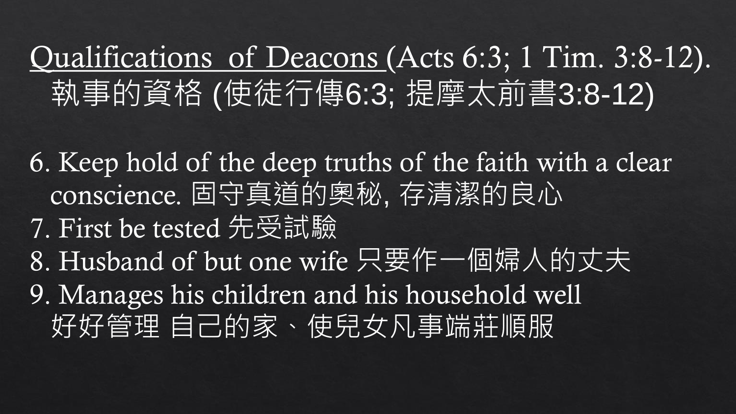# Qualifications of Deacons (Acts 6:3; 1 Tim. 3:8-12). 執事的資格 (使徒行傳6:3; 提摩太前書3:8-12)

6. Keep hold of the deep truths of the faith with a clear conscience. 固守真道的奧秘, 存清潔的良心
7. First be tested 先受試驗
8. Husband of but one wife 只要作一個婦人的丈夫
9. Manages his children and his household well 好好管理 自己的家、使兒女凡事端莊順服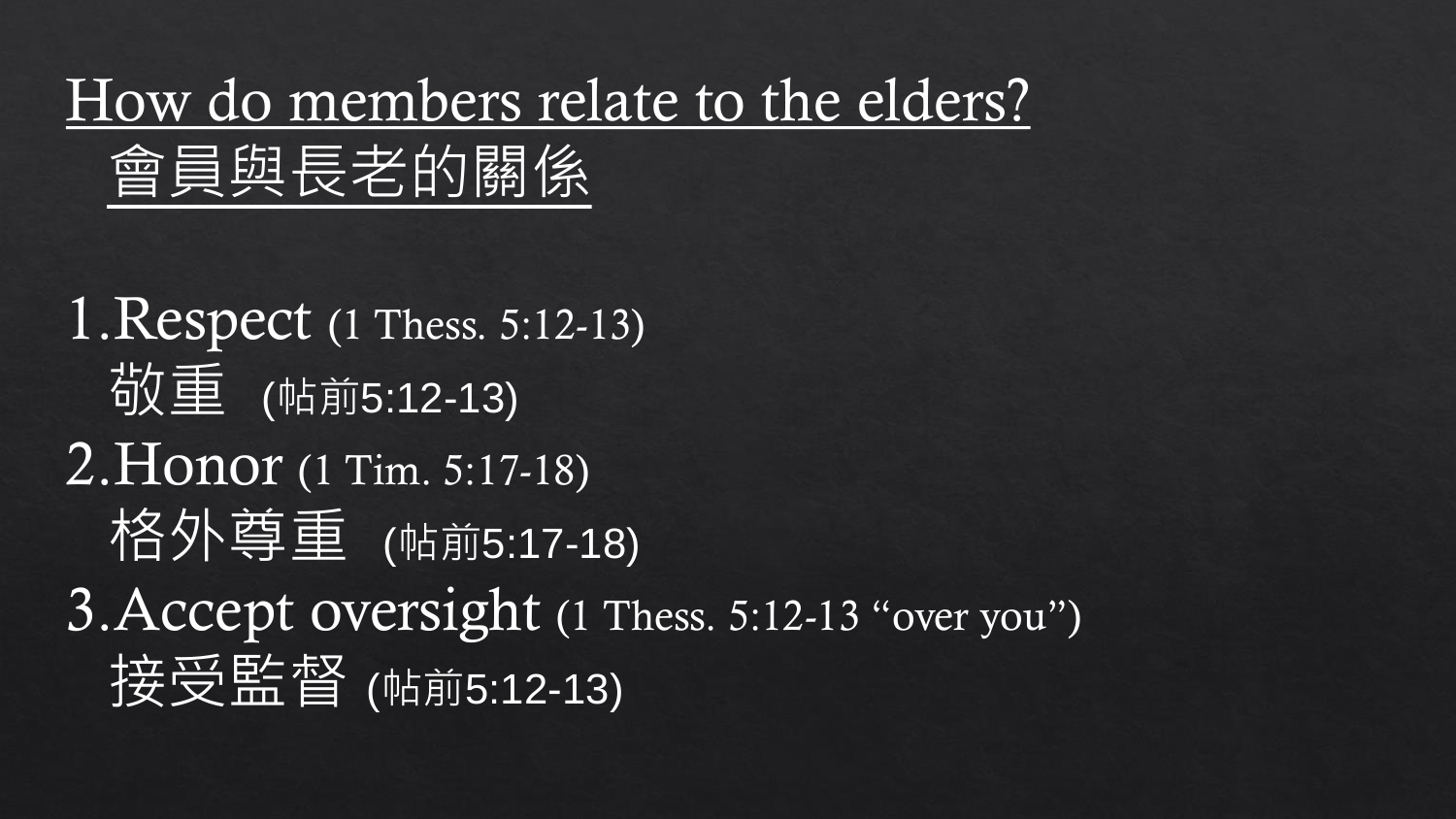# How do members relate to the elders?
# 會員與長老的關係

1. Respect (1 Thess. 5:12-13)
   敬重 (帖前5:12-13)
2. Honor (1 Tim. 5:17-18)
   格外尊重 (帖前5:17-18)
3. Accept oversight (1 Thess. 5:12-13 “over you”)
   接受監督 (帖前5:12-13)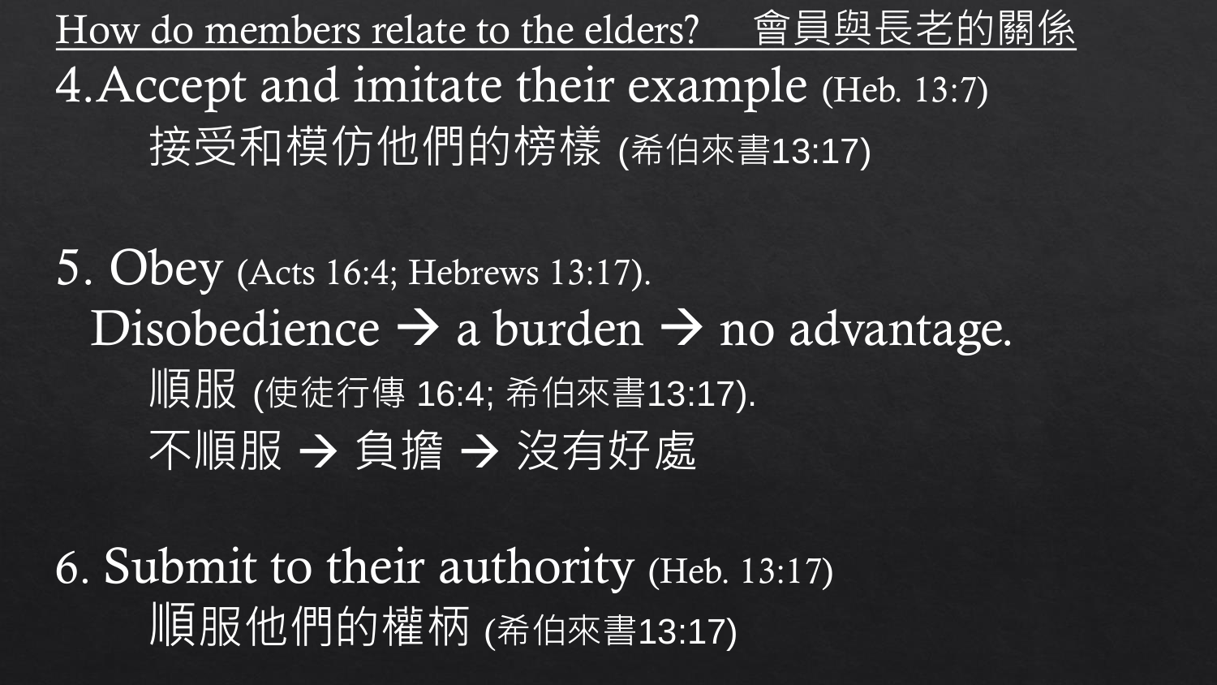## How do members relate to the elders? 會員與長老的關係

4. Accept and imitate their example (Heb. 13:7)

接受和模仿他們的榜樣 (希伯來書13:17)

5. Obey (Acts 16:4; Hebrews 13:17).

Disobedience → a burden → no advantage.

順服 (使徒行傳 16:4; 希伯來書13:17).

不順服 → 負擔 → 沒有好處

6. Submit to their authority (Heb. 13:17)

順服他們的權柄 (希伯來書13:17)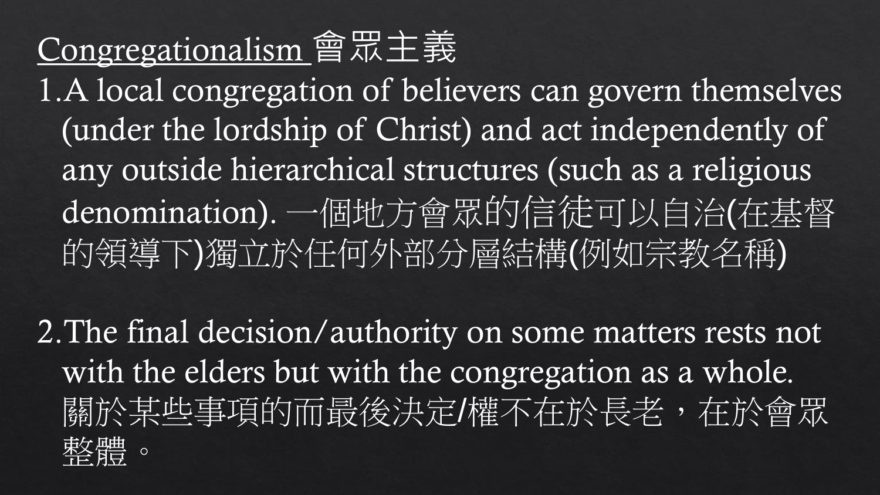<u>Congregationalism</u> 會眾主義

1. A local congregation of believers can govern themselves (under the lordship of Christ) and act independently of any outside hierarchical structures (such as a religious denomination). 一個地方會眾的信徒可以自治(在基督的領導下)獨立於任何外部分層結構(例如宗教名稱)

2. The final decision/authority on some matters rests not with the elders but with the congregation as a whole. 關於某些事項的而最後決定/權不在於長老，在於會眾整體。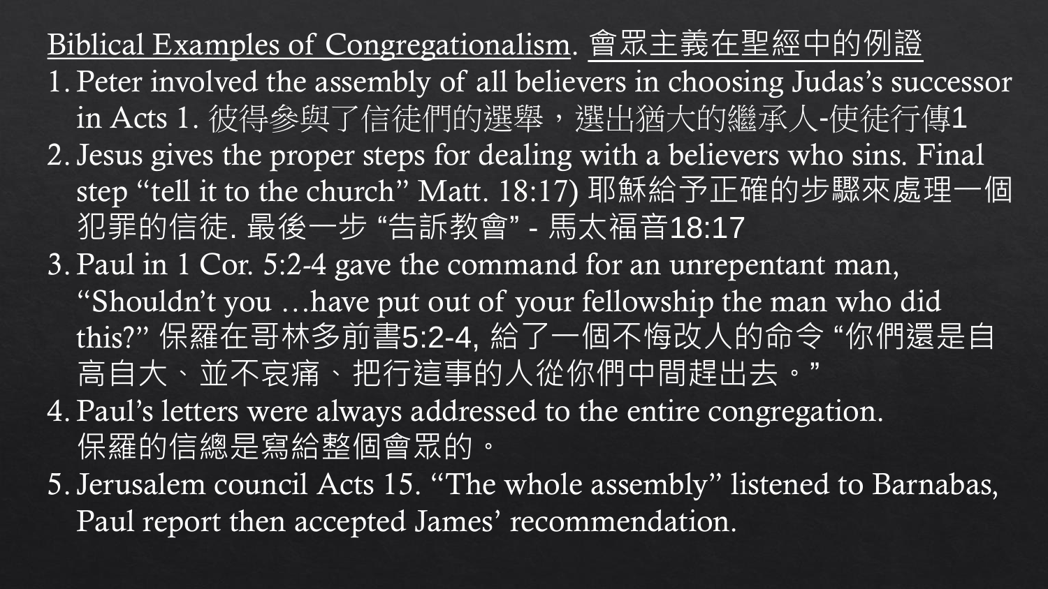<u>Biblical Examples of Congregationalism</u>. <u>會眾主義在聖經中的例證</u>

1. Peter involved the assembly of all believers in choosing Judas's successor in Acts 1. 彼得參與了信徒們的選舉，選出猶大的繼承人-使徒行傳1
2. Jesus gives the proper steps for dealing with a believers who sins. Final step "tell it to the church" Matt. 18:17) 耶穌給予正確的步驟來處理一個犯罪的信徒. 最後一步 "告訴教會" - 馬太福音18:17
3. Paul in 1 Cor. 5:2-4 gave the command for an unrepentant man, "Shouldn't you …have put out of your fellowship the man who did this?" 保羅在哥林多前書5:2-4, 給了一個不悔改人的命令 "你們還是自高自大、並不哀痛、把行這事的人從你們中間趕出去。"
4. Paul's letters were always addressed to the entire congregation. 保羅的信總是寫給整個會眾的。
5. Jerusalem council Acts 15. "The whole assembly" listened to Barnabas, Paul report then accepted James' recommendation.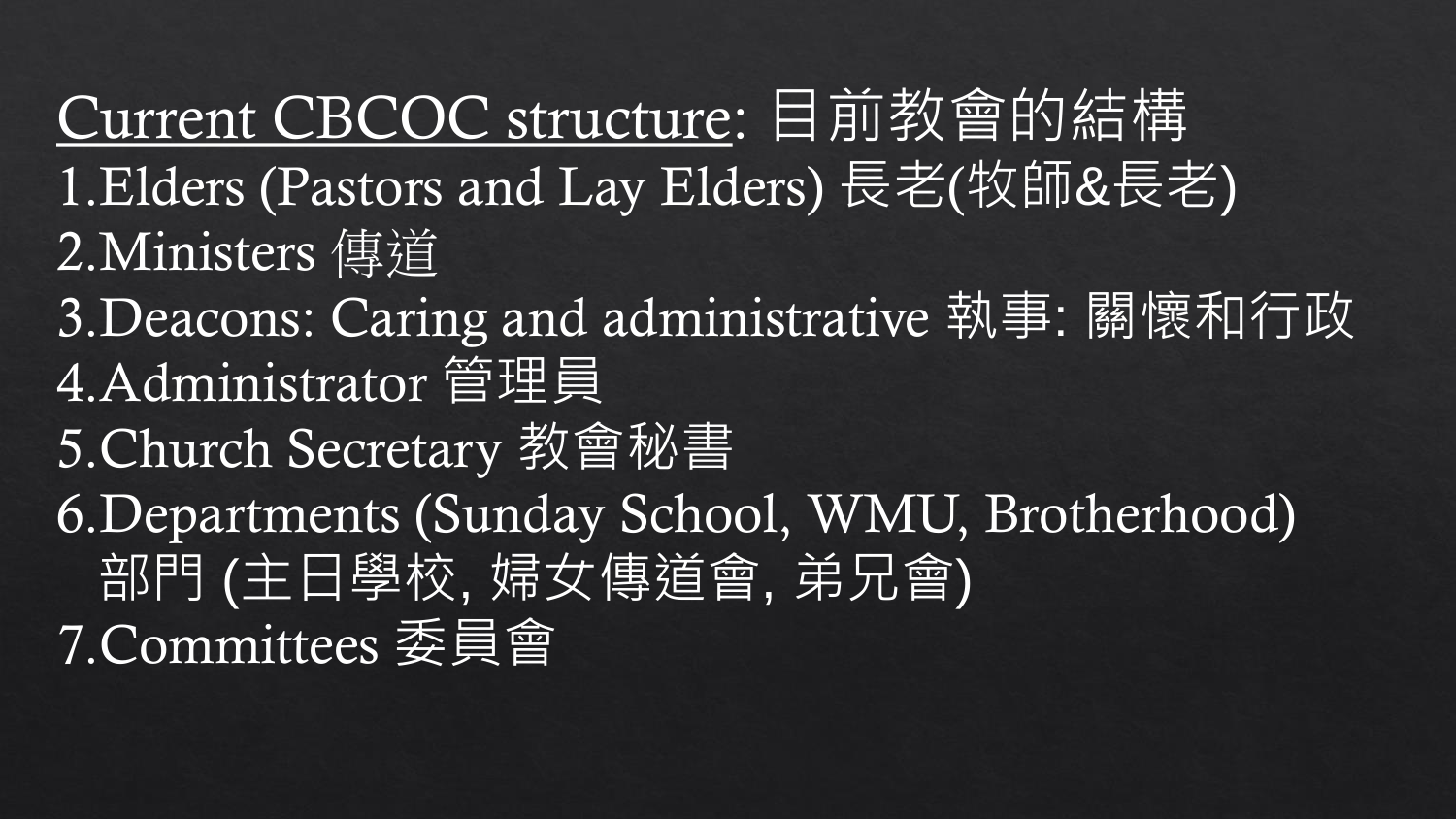<u>Current CBCOC structure</u>: 目前教會的結構

1. Elders (Pastors and Lay Elders) 長老(牧師&長老)
2. Ministers 傳道
3. Deacons: Caring and administrative 執事: 關懷和行政
4. Administrator 管理員
5. Church Secretary 教會秘書
6. Departments (Sunday School, WMU, Brotherhood) 部門 (主日學校, 婦女傳道會, 弟兄會)
7. Committees 委員會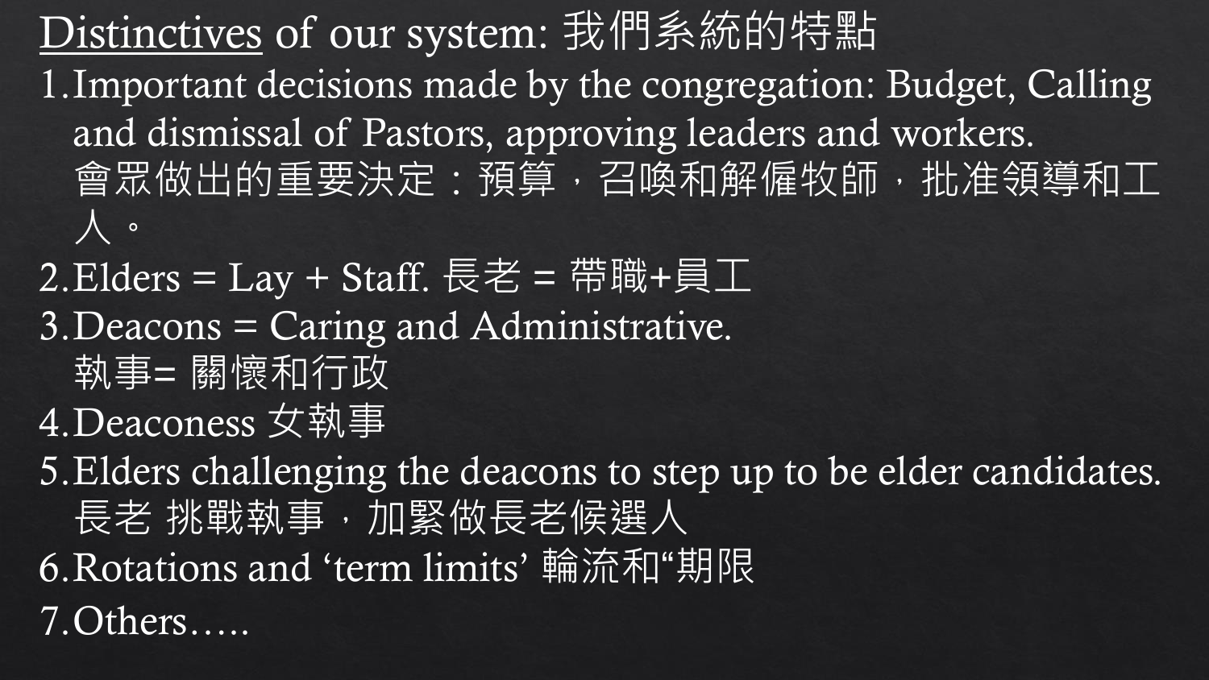# <u>Distinctives</u> of our system: 我們系統的特點

1. Important decisions made by the congregation: Budget, Calling and dismissal of Pastors, approving leaders and workers.
   會眾做出的重要決定：預算，召喚和解僱牧師，批准領導和工人。
2. Elders = Lay + Staff. 長老 = 帶職+員工
3. Deacons = Caring and Administrative.
   執事= 關懷和行政
4. Deaconess 女執事
5. Elders challenging the deacons to step up to be elder candidates.
   長老 挑戰執事，加緊做長老候選人
6. Rotations and 'term limits' 輪流和"期限
7. Others…..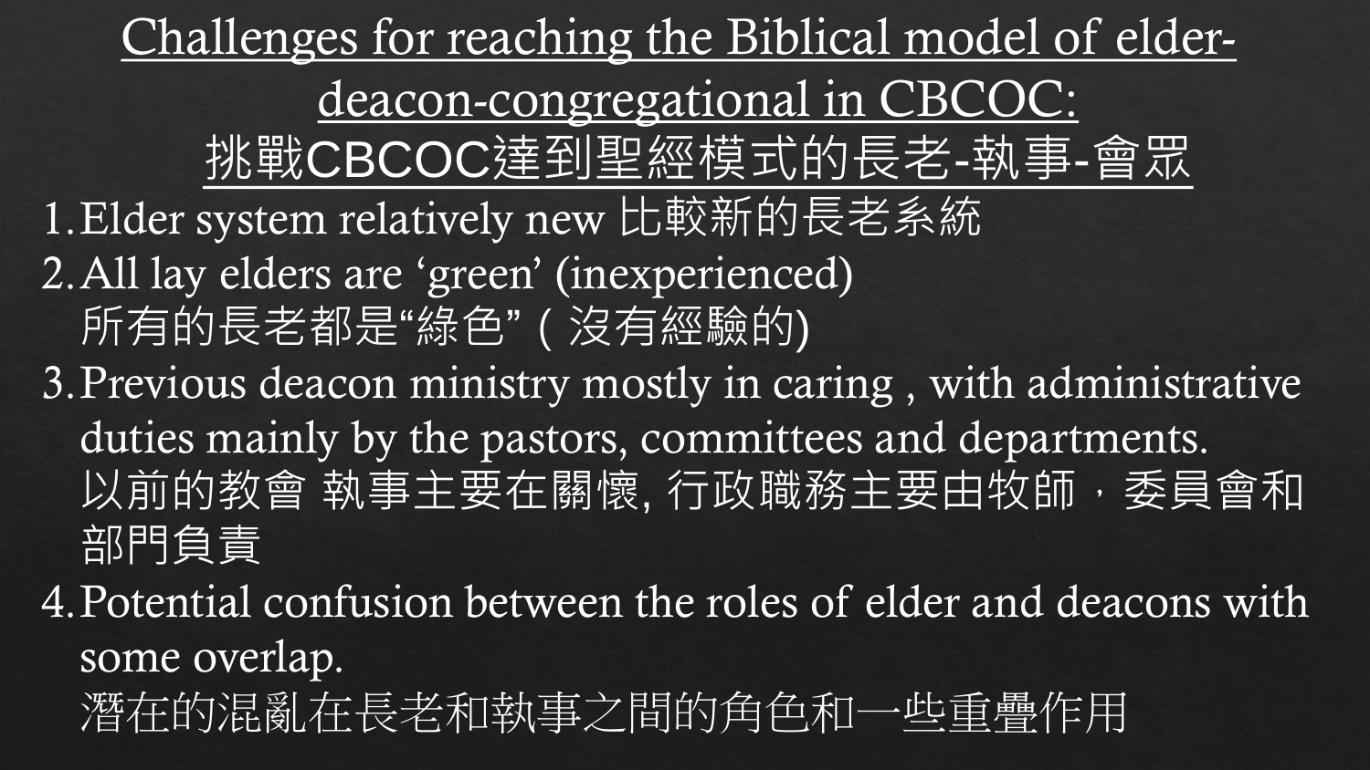# Challenges for reaching the Biblical model of elder-deacon-congregational in CBCOC:
# 挑戰CBCOC達到聖經模式的長老-執事-會眾

1. Elder system relatively new 比較新的長老系統
2. All lay elders are 'green' (inexperienced)
   所有的長老都是"綠色" ( 沒有經驗的)
3. Previous deacon ministry mostly in caring , with administrative duties mainly by the pastors, committees and departments.
   以前的教會 執事主要在關懷, 行政職務主要由牧師，委員會和部門負責
4. Potential confusion between the roles of elder and deacons with some overlap.
   潛在的混亂在長老和執事之間的角色和一些重疊作用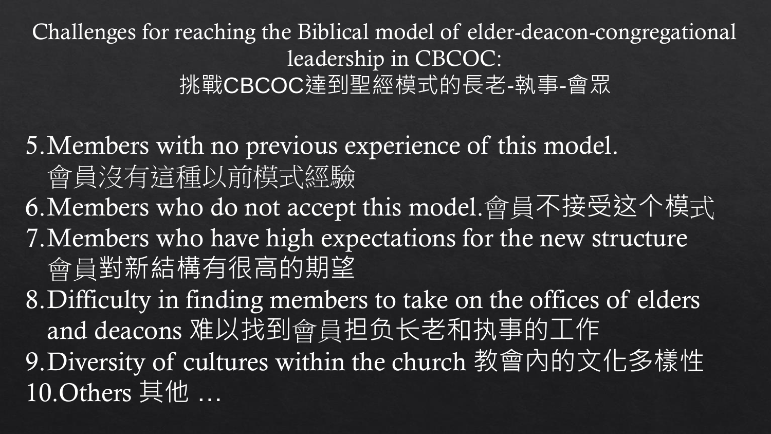# Challenges for reaching the Biblical model of elder-deacon-congregational leadership in CBCOC:
# 挑戰CBCOC達到聖經模式的長老-執事-會眾

5. Members with no previous experience of this model.
   會員沒有這種以前模式經驗
6. Members who do not accept this model.會員不接受这个模式
7. Members who have high expectations for the new structure
   會員對新結構有很高的期望
8. Difficulty in finding members to take on the offices of elders and deacons 难以找到會員担负长老和执事的工作
9. Diversity of cultures within the church 教會內的文化多樣性
10. Others 其他 …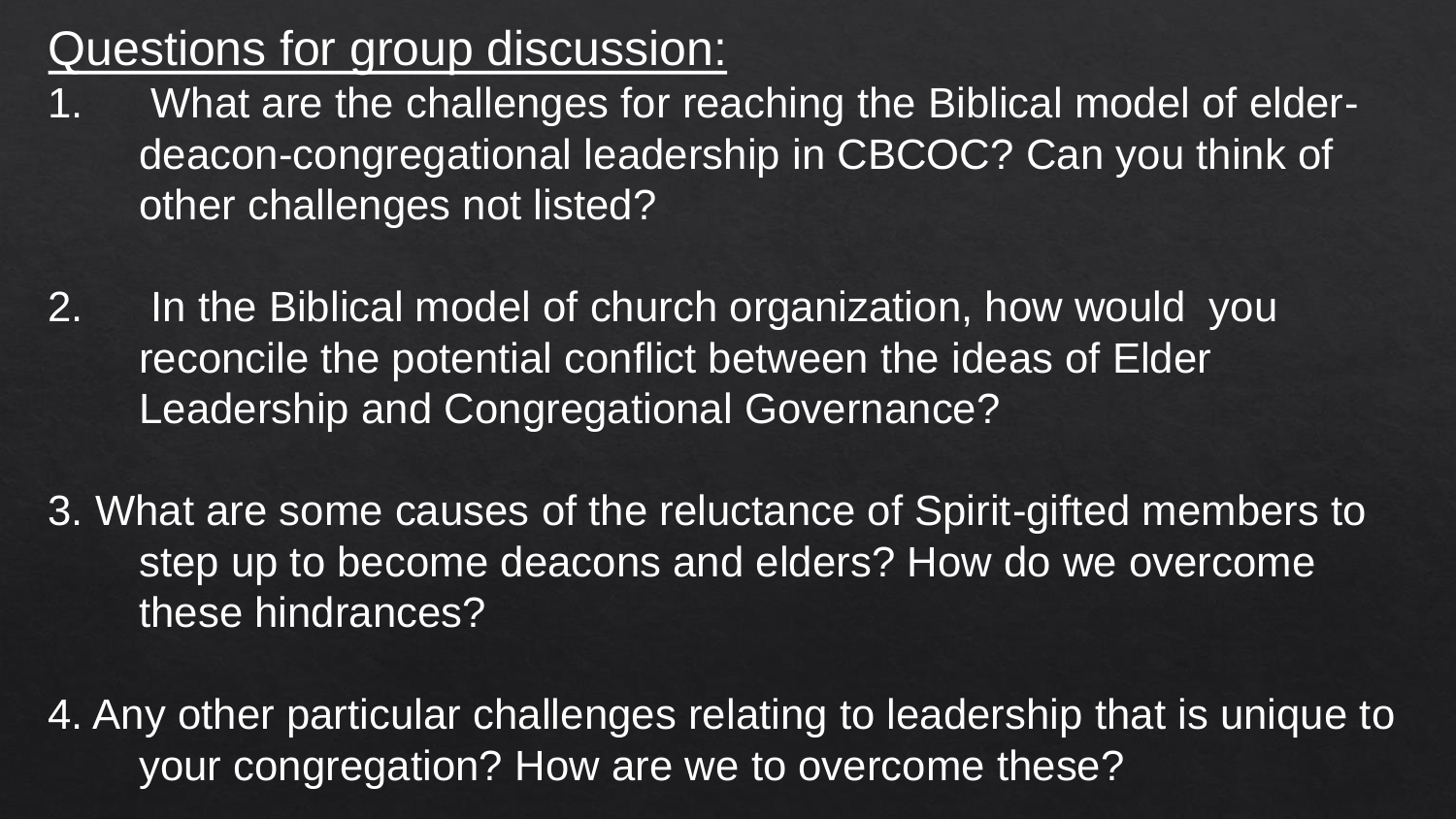## Questions for group discussion:

1. What are the challenges for reaching the Biblical model of elder-deacon-congregational leadership in CBCOC? Can you think of other challenges not listed?

2. In the Biblical model of church organization, how would you reconcile the potential conflict between the ideas of Elder Leadership and Congregational Governance?

3. What are some causes of the reluctance of Spirit-gifted members to step up to become deacons and elders? How do we overcome these hindrances?

4. Any other particular challenges relating to leadership that is unique to your congregation? How are we to overcome these?